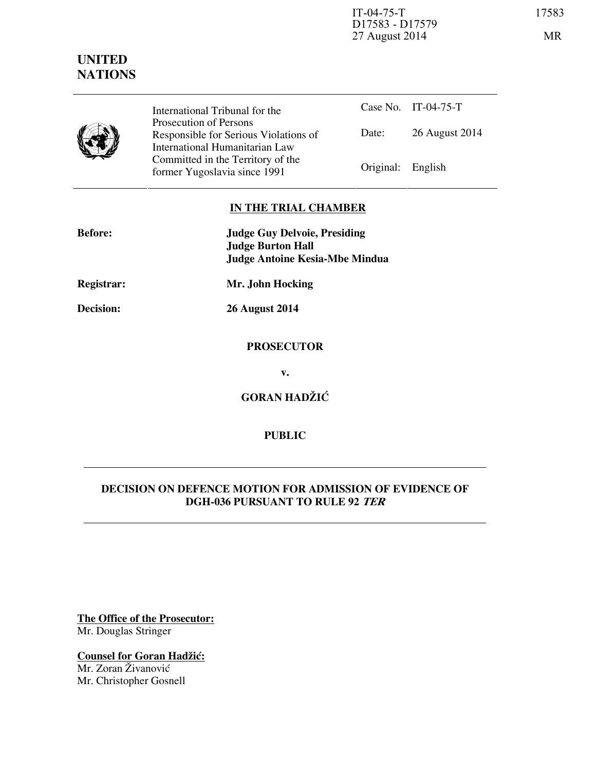IT-04-75-T
D17583 - D17579
27 August 2014

**UNITED NATIONS**

| | International Tribunal for the Prosecution of Persons Responsible for Serious Violations of International Humanitarian Law Committed in the Territory of the former Yugoslavia since 1991 | Case No. | IT-04-75-T |
|---|---|---|---|
| | | Date: | 26 August 2014 |
| | | Original: | English |

**IN THE TRIAL CHAMBER**

**Before:** **Judge Guy Delvoie, Presiding**
**Judge Burton Hall**
**Judge Antoine Kesia-Mbe Mindua**

**Registrar:** **Mr. John Hocking**

**Decision:** **26 August 2014**

**PROSECUTOR**

**v.**

**GORAN HADŽIĆ**

**PUBLIC**

**DECISION ON DEFENCE MOTION FOR ADMISSION OF EVIDENCE OF DGH-036 PURSUANT TO RULE 92 *TER***

**The Office of the Prosecutor:**
Mr. Douglas Stringer

**Counsel for Goran Hadžić:**
Mr. Zoran Živanović
Mr. Christopher Gosnell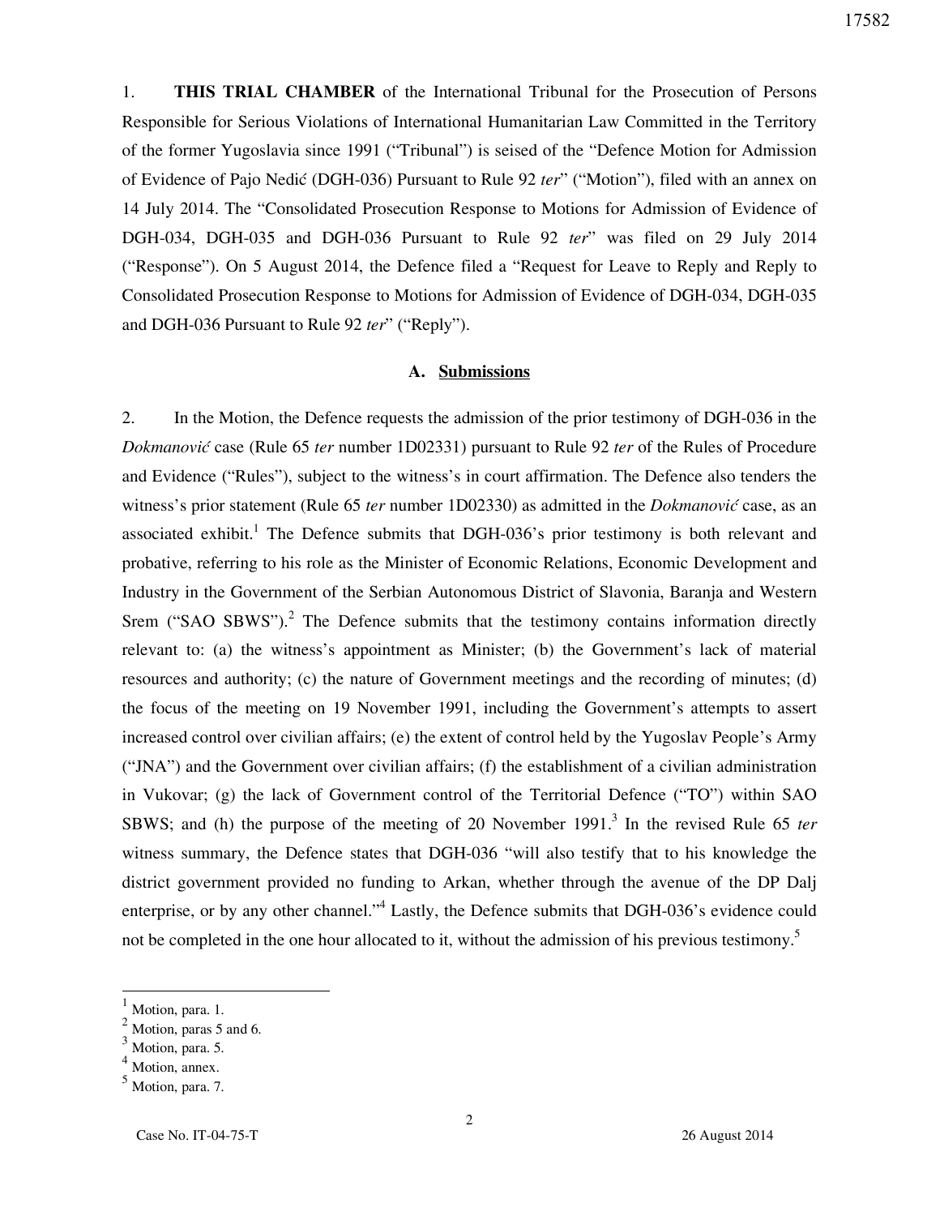1. **THIS TRIAL CHAMBER** of the International Tribunal for the Prosecution of Persons Responsible for Serious Violations of International Humanitarian Law Committed in the Territory of the former Yugoslavia since 1991 ("Tribunal") is seised of the "Defence Motion for Admission of Evidence of Pajo Nedić (DGH-036) Pursuant to Rule 92 *ter*" ("Motion"), filed with an annex on 14 July 2014. The "Consolidated Prosecution Response to Motions for Admission of Evidence of DGH-034, DGH-035 and DGH-036 Pursuant to Rule 92 *ter*" was filed on 29 July 2014 ("Response"). On 5 August 2014, the Defence filed a "Request for Leave to Reply and Reply to Consolidated Prosecution Response to Motions for Admission of Evidence of DGH-034, DGH-035 and DGH-036 Pursuant to Rule 92 *ter*" ("Reply").

## A. Submissions

2. In the Motion, the Defence requests the admission of the prior testimony of DGH-036 in the *Dokmanović* case (Rule 65 *ter* number 1D02331) pursuant to Rule 92 *ter* of the Rules of Procedure and Evidence ("Rules"), subject to the witness's in court affirmation. The Defence also tenders the witness's prior statement (Rule 65 *ter* number 1D02330) as admitted in the *Dokmanović* case, as an associated exhibit.[1] The Defence submits that DGH-036's prior testimony is both relevant and probative, referring to his role as the Minister of Economic Relations, Economic Development and Industry in the Government of the Serbian Autonomous District of Slavonia, Baranja and Western Srem ("SAO SBWS").[2] The Defence submits that the testimony contains information directly relevant to: (a) the witness's appointment as Minister; (b) the Government's lack of material resources and authority; (c) the nature of Government meetings and the recording of minutes; (d) the focus of the meeting on 19 November 1991, including the Government's attempts to assert increased control over civilian affairs; (e) the extent of control held by the Yugoslav People's Army ("JNA") and the Government over civilian affairs; (f) the establishment of a civilian administration in Vukovar; (g) the lack of Government control of the Territorial Defence ("TO") within SAO SBWS; and (h) the purpose of the meeting of 20 November 1991.[3] In the revised Rule 65 *ter* witness summary, the Defence states that DGH-036 "will also testify that to his knowledge the district government provided no funding to Arkan, whether through the avenue of the DP Dalj enterprise, or by any other channel."[4] Lastly, the Defence submits that DGH-036's evidence could not be completed in the one hour allocated to it, without the admission of his previous testimony.[5]

---

[1] Motion, para. 1.

[2] Motion, paras 5 and 6.

[3] Motion, para. 5.

[4] Motion, annex.

[5] Motion, para. 7.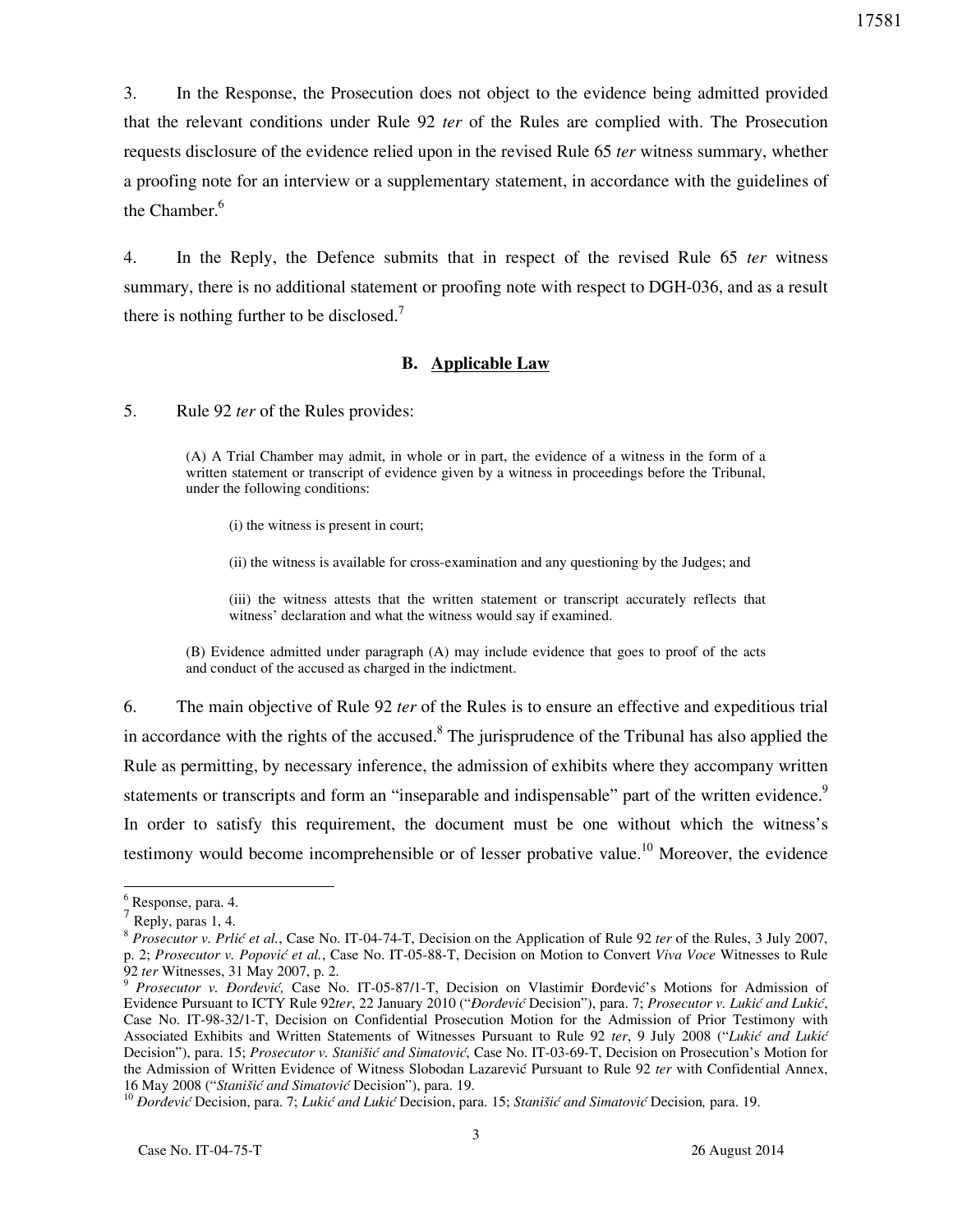3. In the Response, the Prosecution does not object to the evidence being admitted provided that the relevant conditions under Rule 92 *ter* of the Rules are complied with. The Prosecution requests disclosure of the evidence relied upon in the revised Rule 65 *ter* witness summary, whether a proofing note for an interview or a supplementary statement, in accordance with the guidelines of the Chamber.[6]

4. In the Reply, the Defence submits that in respect of the revised Rule 65 *ter* witness summary, there is no additional statement or proofing note with respect to DGH-036, and as a result there is nothing further to be disclosed.[7]

### B. Applicable Law

5. Rule 92 *ter* of the Rules provides:

> (A) A Trial Chamber may admit, in whole or in part, the evidence of a witness in the form of a written statement or transcript of evidence given by a witness in proceedings before the Tribunal, under the following conditions:
>
> (i) the witness is present in court;
>
> (ii) the witness is available for cross-examination and any questioning by the Judges; and
>
> (iii) the witness attests that the written statement or transcript accurately reflects that witness' declaration and what the witness would say if examined.
>
> (B) Evidence admitted under paragraph (A) may include evidence that goes to proof of the acts and conduct of the accused as charged in the indictment.

6. The main objective of Rule 92 *ter* of the Rules is to ensure an effective and expeditious trial in accordance with the rights of the accused.[8] The jurisprudence of the Tribunal has also applied the Rule as permitting, by necessary inference, the admission of exhibits where they accompany written statements or transcripts and form an "inseparable and indispensable" part of the written evidence.[9] In order to satisfy this requirement, the document must be one without which the witness's testimony would become incomprehensible or of lesser probative value.[10] Moreover, the evidence

---

[6] Response, para. 4.

[7] Reply, paras 1, 4.

[8] *Prosecutor v. Prlić et al.*, Case No. IT-04-74-T, Decision on the Application of Rule 92 *ter* of the Rules, 3 July 2007, p. 2; *Prosecutor v. Popović et al.*, Case No. IT-05-88-T, Decision on Motion to Convert *Viva Voce* Witnesses to Rule 92 *ter* Witnesses, 31 May 2007, p. 2.

[9] *Prosecutor v. Đorđević,* Case No. IT-05-87/1-T, Decision on Vlastimir Đorđević's Motions for Admission of Evidence Pursuant to ICTY Rule 92*ter*, 22 January 2010 ("*Đorđević* Decision"), para. 7; *Prosecutor v. Lukić and Lukić*, Case No. IT-98-32/1-T, Decision on Confidential Prosecution Motion for the Admission of Prior Testimony with Associated Exhibits and Written Statements of Witnesses Pursuant to Rule 92 *ter*, 9 July 2008 ("*Lukić and Lukić* Decision"), para. 15; *Prosecutor v. Stanišić and Simatović*, Case No. IT-03-69-T, Decision on Prosecution's Motion for the Admission of Written Evidence of Witness Slobodan Lazarević Pursuant to Rule 92 *ter* with Confidential Annex, 16 May 2008 ("*Stanišić and Simatović* Decision"), para. 19.

[10] *Đorđević* Decision, para. 7; *Lukić and Lukić* Decision, para. 15; *Stanišić and Simatović* Decision*,* para. 19.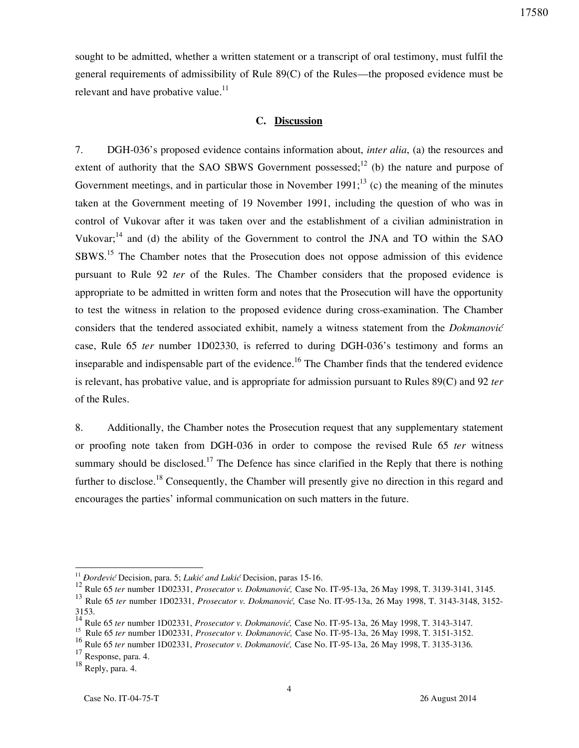sought to be admitted, whether a written statement or a transcript of oral testimony, must fulfil the general requirements of admissibility of Rule 89(C) of the Rules—the proposed evidence must be relevant and have probative value.[11]

## C. Discussion

7. DGH-036's proposed evidence contains information about, *inter alia*, (a) the resources and extent of authority that the SAO SBWS Government possessed;[12] (b) the nature and purpose of Government meetings, and in particular those in November 1991;[13] (c) the meaning of the minutes taken at the Government meeting of 19 November 1991, including the question of who was in control of Vukovar after it was taken over and the establishment of a civilian administration in Vukovar;[14] and (d) the ability of the Government to control the JNA and TO within the SAO SBWS.[15] The Chamber notes that the Prosecution does not oppose admission of this evidence pursuant to Rule 92 *ter* of the Rules. The Chamber considers that the proposed evidence is appropriate to be admitted in written form and notes that the Prosecution will have the opportunity to test the witness in relation to the proposed evidence during cross-examination. The Chamber considers that the tendered associated exhibit, namely a witness statement from the *Dokmanović* case, Rule 65 *ter* number 1D02330, is referred to during DGH-036's testimony and forms an inseparable and indispensable part of the evidence.[16] The Chamber finds that the tendered evidence is relevant, has probative value, and is appropriate for admission pursuant to Rules 89(C) and 92 *ter* of the Rules.

8. Additionally, the Chamber notes the Prosecution request that any supplementary statement or proofing note taken from DGH-036 in order to compose the revised Rule 65 *ter* witness summary should be disclosed.[17] The Defence has since clarified in the Reply that there is nothing further to disclose.[18] Consequently, the Chamber will presently give no direction in this regard and encourages the parties' informal communication on such matters in the future.

---

[11] *Đorđević* Decision, para. 5; *Lukić and Lukić* Decision, paras 15-16.

[12] Rule 65 *ter* number 1D02331, *Prosecutor v. Dokmanović,* Case No. IT-95-13a, 26 May 1998, T. 3139-3141, 3145.

[13] Rule 65 *ter* number 1D02331, *Prosecutor v. Dokmanović,* Case No. IT-95-13a, 26 May 1998, T. 3143-3148, 3152-3153.

[14] Rule 65 *ter* number 1D02331, *Prosecutor v. Dokmanović,* Case No. IT-95-13a, 26 May 1998, T. 3143-3147.

[15] Rule 65 *ter* number 1D02331, *Prosecutor v. Dokmanović,* Case No. IT-95-13a, 26 May 1998, T. 3151-3152.

[16] Rule 65 *ter* number 1D02331, *Prosecutor v. Dokmanović,* Case No. IT-95-13a, 26 May 1998, T. 3135-3136.

[17] Response, para. 4.

[18] Reply, para. 4.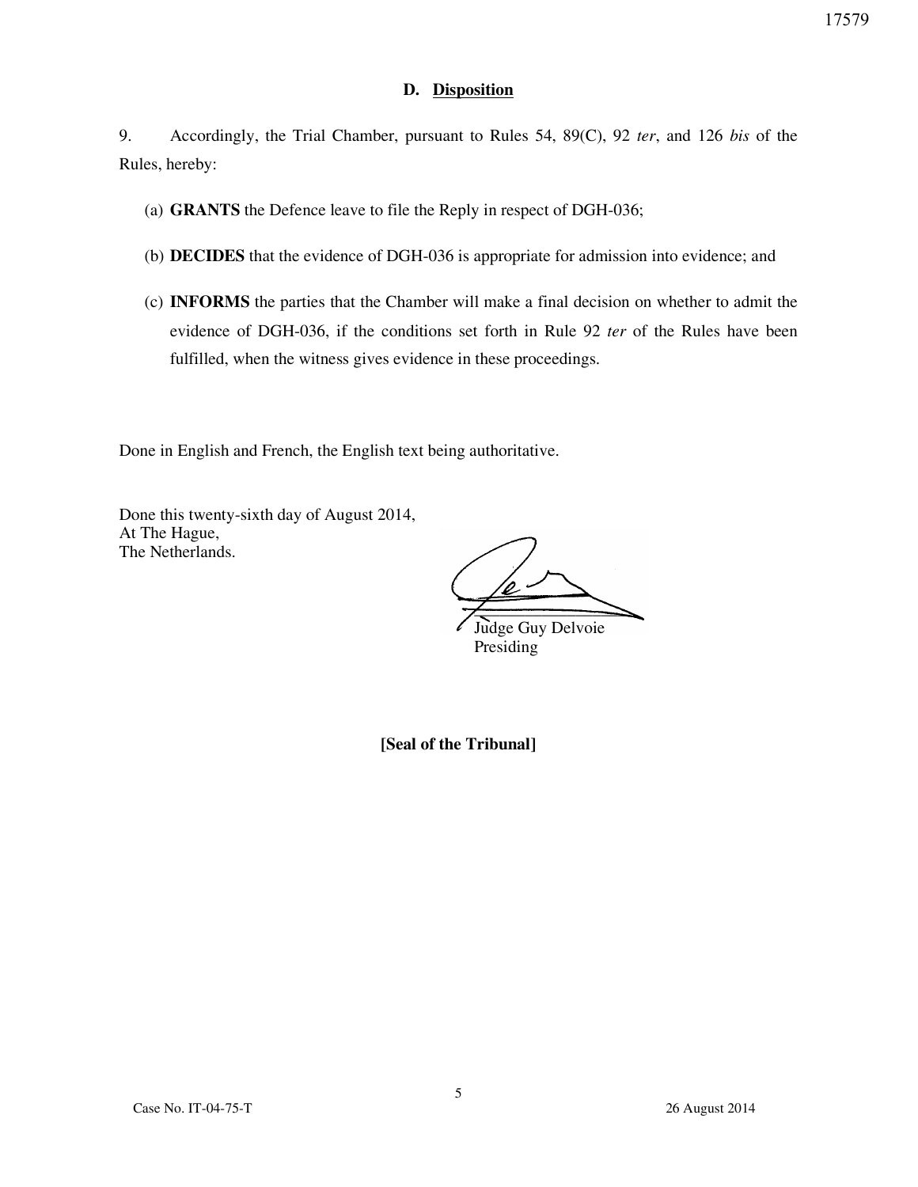### D. Disposition

9. Accordingly, the Trial Chamber, pursuant to Rules 54, 89(C), 92 *ter*, and 126 *bis* of the Rules, hereby:

(a) **GRANTS** the Defence leave to file the Reply in respect of DGH-036;

(b) **DECIDES** that the evidence of DGH-036 is appropriate for admission into evidence; and

(c) **INFORMS** the parties that the Chamber will make a final decision on whether to admit the evidence of DGH-036, if the conditions set forth in Rule 92 *ter* of the Rules have been fulfilled, when the witness gives evidence in these proceedings.

Done in English and French, the English text being authoritative.

Done this twenty-sixth day of August 2014,
At The Hague,
The Netherlands.

Judge Guy Delvoie
Presiding

**[Seal of the Tribunal]**